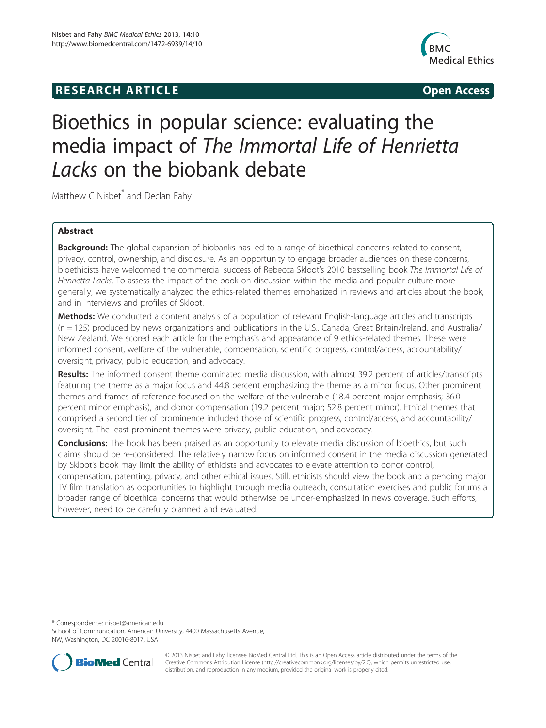**RESEARCH ARTICLE** **Open Access**

# Bioethics in popular science: evaluating the media impact of *The Immortal Life of Henrietta Lacks* on the biobank debate

Matthew C Nisbet* and Declan Fahy

## Abstract

**Background:** The global expansion of biobanks has led to a range of bioethical concerns related to consent, privacy, control, ownership, and disclosure. As an opportunity to engage broader audiences on these concerns, bioethicists have welcomed the commercial success of Rebecca Skloot's 2010 bestselling book *The Immortal Life of Henrietta Lacks*. To assess the impact of the book on discussion within the media and popular culture more generally, we systematically analyzed the ethics-related themes emphasized in reviews and articles about the book, and in interviews and profiles of Skloot.

**Methods:** We conducted a content analysis of a population of relevant English-language articles and transcripts (n = 125) produced by news organizations and publications in the U.S., Canada, Great Britain/Ireland, and Australia/New Zealand. We scored each article for the emphasis and appearance of 9 ethics-related themes. These were informed consent, welfare of the vulnerable, compensation, scientific progress, control/access, accountability/oversight, privacy, public education, and advocacy.

**Results:** The informed consent theme dominated media discussion, with almost 39.2 percent of articles/transcripts featuring the theme as a major focus and 44.8 percent emphasizing the theme as a minor focus. Other prominent themes and frames of reference focused on the welfare of the vulnerable (18.4 percent major emphasis; 36.0 percent minor emphasis), and donor compensation (19.2 percent major; 52.8 percent minor). Ethical themes that comprised a second tier of prominence included those of scientific progress, control/access, and accountability/oversight. The least prominent themes were privacy, public education, and advocacy.

**Conclusions:** The book has been praised as an opportunity to elevate media discussion of bioethics, but such claims should be re-considered. The relatively narrow focus on informed consent in the media discussion generated by Skloot's book may limit the ability of ethicists and advocates to elevate attention to donor control, compensation, patenting, privacy, and other ethical issues. Still, ethicists should view the book and a pending major TV film translation as opportunities to highlight through media outreach, consultation exercises and public forums a broader range of bioethical concerns that would otherwise be under-emphasized in news coverage. Such efforts, however, need to be carefully planned and evaluated.

* Correspondence: nisbet@american.edu
School of Communication, American University, 4400 Massachusetts Avenue, NW, Washington, DC 20016-8017, USA

© 2013 Nisbet and Fahy; licensee BioMed Central Ltd. This is an Open Access article distributed under the terms of the Creative Commons Attribution License (http://creativecommons.org/licenses/by/2.0), which permits unrestricted use, distribution, and reproduction in any medium, provided the original work is properly cited.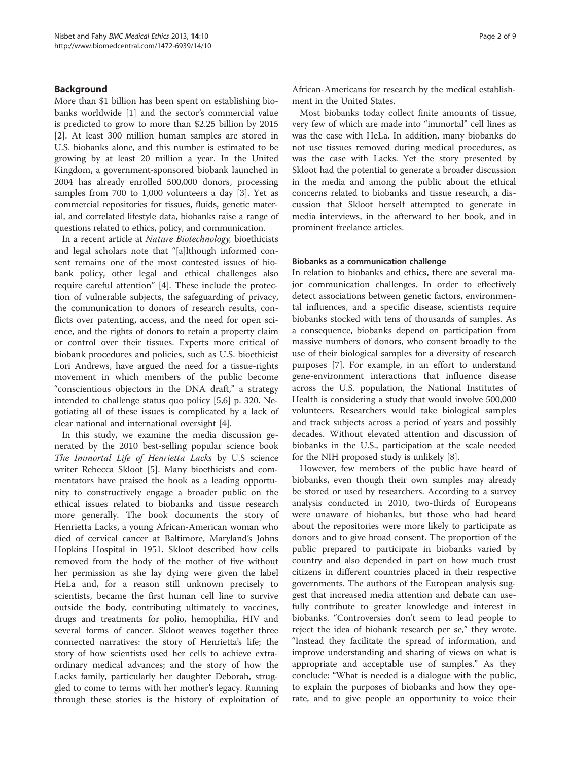## Background

More than $1 billion has been spent on establishing biobanks worldwide [1] and the sector's commercial value is predicted to grow to more than $2.25 billion by 2015 [2]. At least 300 million human samples are stored in U.S. biobanks alone, and this number is estimated to be growing by at least 20 million a year. In the United Kingdom, a government-sponsored biobank launched in 2004 has already enrolled 500,000 donors, processing samples from 700 to 1,000 volunteers a day [3]. Yet as commercial repositories for tissues, fluids, genetic material, and correlated lifestyle data, biobanks raise a range of questions related to ethics, policy, and communication.

In a recent article at *Nature Biotechnology*, bioethicists and legal scholars note that "[a]lthough informed consent remains one of the most contested issues of biobank policy, other legal and ethical challenges also require careful attention" [4]. These include the protection of vulnerable subjects, the safeguarding of privacy, the communication to donors of research results, conflicts over patenting, access, and the need for open science, and the rights of donors to retain a property claim or control over their tissues. Experts more critical of biobank procedures and policies, such as U.S. bioethicist Lori Andrews, have argued the need for a tissue-rights movement in which members of the public become "conscientious objectors in the DNA draft," a strategy intended to challenge status quo policy [5,6] p. 320. Negotiating all of these issues is complicated by a lack of clear national and international oversight [4].

In this study, we examine the media discussion generated by the 2010 best-selling popular science book *The Immortal Life of Henrietta Lacks* by U.S science writer Rebecca Skloot [5]. Many bioethicists and commentators have praised the book as a leading opportunity to constructively engage a broader public on the ethical issues related to biobanks and tissue research more generally. The book documents the story of Henrietta Lacks, a young African-American woman who died of cervical cancer at Baltimore, Maryland's Johns Hopkins Hospital in 1951. Skloot described how cells removed from the body of the mother of five without her permission as she lay dying were given the label HeLa and, for a reason still unknown precisely to scientists, became the first human cell line to survive outside the body, contributing ultimately to vaccines, drugs and treatments for polio, hemophilia, HIV and several forms of cancer. Skloot weaves together three connected narratives: the story of Henrietta's life; the story of how scientists used her cells to achieve extraordinary medical advances; and the story of how the Lacks family, particularly her daughter Deborah, struggled to come to terms with her mother's legacy. Running through these stories is the history of exploitation of African-Americans for research by the medical establishment in the United States.

Most biobanks today collect finite amounts of tissue, very few of which are made into "immortal" cell lines as was the case with HeLa. In addition, many biobanks do not use tissues removed during medical procedures, as was the case with Lacks. Yet the story presented by Skloot had the potential to generate a broader discussion in the media and among the public about the ethical concerns related to biobanks and tissue research, a discussion that Skloot herself attempted to generate in media interviews, in the afterward to her book, and in prominent freelance articles.

### Biobanks as a communication challenge

In relation to biobanks and ethics, there are several major communication challenges. In order to effectively detect associations between genetic factors, environmental influences, and a specific disease, scientists require biobanks stocked with tens of thousands of samples. As a consequence, biobanks depend on participation from massive numbers of donors, who consent broadly to the use of their biological samples for a diversity of research purposes [7]. For example, in an effort to understand gene-environment interactions that influence disease across the U.S. population, the National Institutes of Health is considering a study that would involve 500,000 volunteers. Researchers would take biological samples and track subjects across a period of years and possibly decades. Without elevated attention and discussion of biobanks in the U.S., participation at the scale needed for the NIH proposed study is unlikely [8].

However, few members of the public have heard of biobanks, even though their own samples may already be stored or used by researchers. According to a survey analysis conducted in 2010, two-thirds of Europeans were unaware of biobanks, but those who had heard about the repositories were more likely to participate as donors and to give broad consent. The proportion of the public prepared to participate in biobanks varied by country and also depended in part on how much trust citizens in different countries placed in their respective governments. The authors of the European analysis suggest that increased media attention and debate can usefully contribute to greater knowledge and interest in biobanks. "Controversies don't seem to lead people to reject the idea of biobank research per se," they wrote. "Instead they facilitate the spread of information, and improve understanding and sharing of views on what is appropriate and acceptable use of samples." As they conclude: "What is needed is a dialogue with the public, to explain the purposes of biobanks and how they operate, and to give people an opportunity to voice their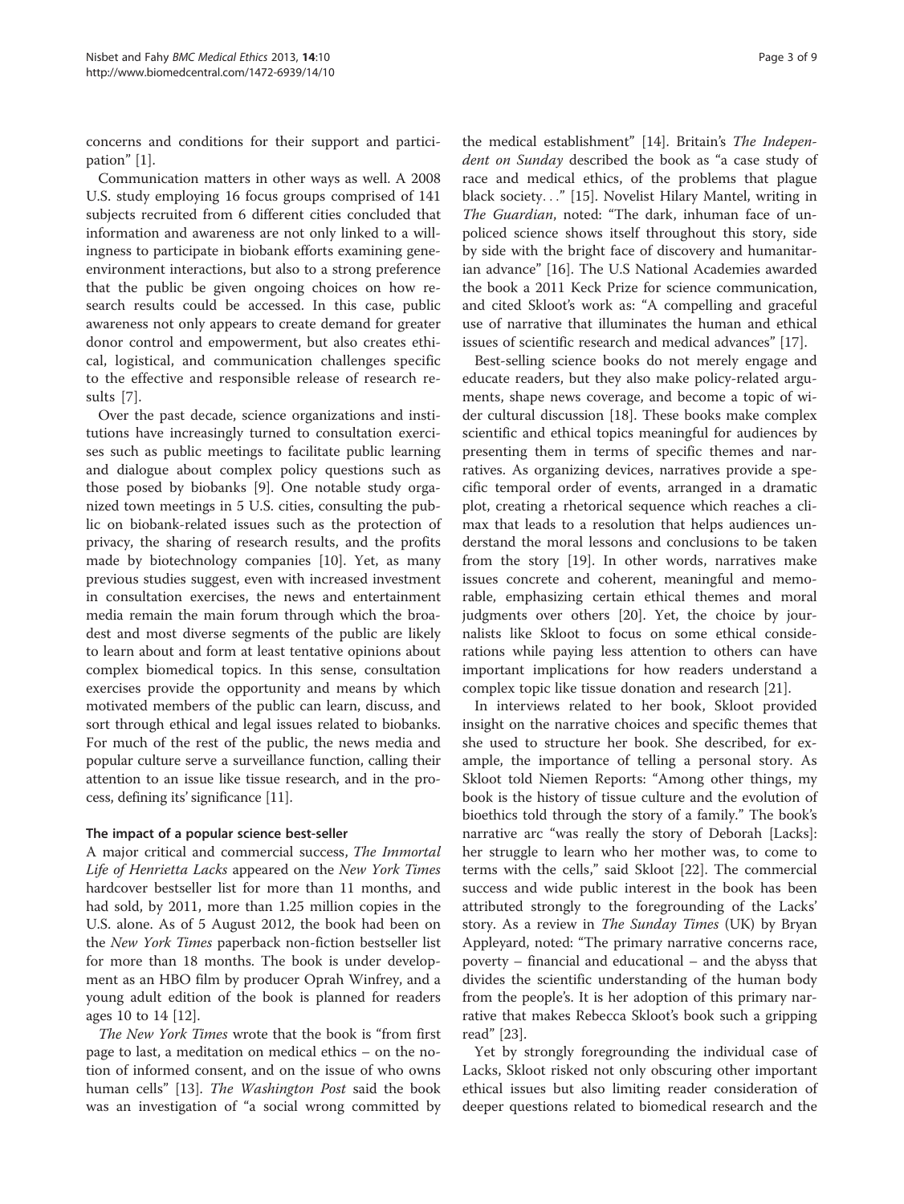concerns and conditions for their support and participation" [1].

Communication matters in other ways as well. A 2008 U.S. study employing 16 focus groups comprised of 141 subjects recruited from 6 different cities concluded that information and awareness are not only linked to a willingness to participate in biobank efforts examining gene-environment interactions, but also to a strong preference that the public be given ongoing choices on how research results could be accessed. In this case, public awareness not only appears to create demand for greater donor control and empowerment, but also creates ethical, logistical, and communication challenges specific to the effective and responsible release of research results [7].

Over the past decade, science organizations and institutions have increasingly turned to consultation exercises such as public meetings to facilitate public learning and dialogue about complex policy questions such as those posed by biobanks [9]. One notable study organized town meetings in 5 U.S. cities, consulting the public on biobank-related issues such as the protection of privacy, the sharing of research results, and the profits made by biotechnology companies [10]. Yet, as many previous studies suggest, even with increased investment in consultation exercises, the news and entertainment media remain the main forum through which the broadest and most diverse segments of the public are likely to learn about and form at least tentative opinions about complex biomedical topics. In this sense, consultation exercises provide the opportunity and means by which motivated members of the public can learn, discuss, and sort through ethical and legal issues related to biobanks. For much of the rest of the public, the news media and popular culture serve a surveillance function, calling their attention to an issue like tissue research, and in the process, defining its' significance [11].

### The impact of a popular science best-seller

A major critical and commercial success, *The Immortal Life of Henrietta Lacks* appeared on the *New York Times* hardcover bestseller list for more than 11 months, and had sold, by 2011, more than 1.25 million copies in the U.S. alone. As of 5 August 2012, the book had been on the *New York Times* paperback non-fiction bestseller list for more than 18 months. The book is under development as an HBO film by producer Oprah Winfrey, and a young adult edition of the book is planned for readers ages 10 to 14 [12].

*The New York Times* wrote that the book is "from first page to last, a meditation on medical ethics – on the notion of informed consent, and on the issue of who owns human cells" [13]. *The Washington Post* said the book was an investigation of "a social wrong committed by the medical establishment" [14]. Britain's *The Independent on Sunday* described the book as "a case study of race and medical ethics, of the problems that plague black society…" [15]. Novelist Hilary Mantel, writing in *The Guardian*, noted: "The dark, inhuman face of unpoliced science shows itself throughout this story, side by side with the bright face of discovery and humanitarian advance" [16]. The U.S National Academies awarded the book a 2011 Keck Prize for science communication, and cited Skloot's work as: "A compelling and graceful use of narrative that illuminates the human and ethical issues of scientific research and medical advances" [17].

Best-selling science books do not merely engage and educate readers, but they also make policy-related arguments, shape news coverage, and become a topic of wider cultural discussion [18]. These books make complex scientific and ethical topics meaningful for audiences by presenting them in terms of specific themes and narratives. As organizing devices, narratives provide a specific temporal order of events, arranged in a dramatic plot, creating a rhetorical sequence which reaches a climax that leads to a resolution that helps audiences understand the moral lessons and conclusions to be taken from the story [19]. In other words, narratives make issues concrete and coherent, meaningful and memorable, emphasizing certain ethical themes and moral judgments over others [20]. Yet, the choice by journalists like Skloot to focus on some ethical considerations while paying less attention to others can have important implications for how readers understand a complex topic like tissue donation and research [21].

In interviews related to her book, Skloot provided insight on the narrative choices and specific themes that she used to structure her book. She described, for example, the importance of telling a personal story. As Skloot told Niemen Reports: "Among other things, my book is the history of tissue culture and the evolution of bioethics told through the story of a family." The book's narrative arc "was really the story of Deborah [Lacks]: her struggle to learn who her mother was, to come to terms with the cells," said Skloot [22]. The commercial success and wide public interest in the book has been attributed strongly to the foregrounding of the Lacks' story. As a review in *The Sunday Times* (UK) by Bryan Appleyard, noted: "The primary narrative concerns race, poverty – financial and educational – and the abyss that divides the scientific understanding of the human body from the people's. It is her adoption of this primary narrative that makes Rebecca Skloot's book such a gripping read" [23].

Yet by strongly foregrounding the individual case of Lacks, Skloot risked not only obscuring other important ethical issues but also limiting reader consideration of deeper questions related to biomedical research and the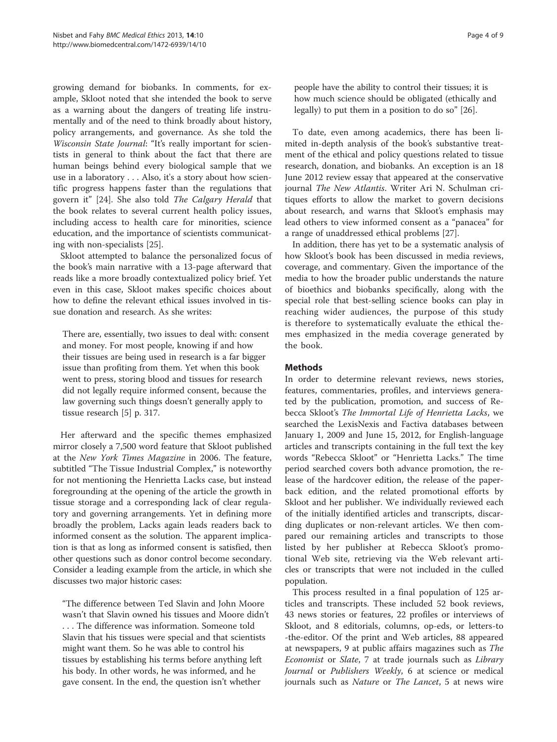growing demand for biobanks. In comments, for example, Skloot noted that she intended the book to serve as a warning about the dangers of treating life instrumentally and of the need to think broadly about history, policy arrangements, and governance. As she told the *Wisconsin State Journal*: "It's really important for scientists in general to think about the fact that there are human beings behind every biological sample that we use in a laboratory . . . Also, it's a story about how scientific progress happens faster than the regulations that govern it" [24]. She also told *The Calgary Herald* that the book relates to several current health policy issues, including access to health care for minorities, science education, and the importance of scientists communicating with non-specialists [25].

Skloot attempted to balance the personalized focus of the book's main narrative with a 13-page afterward that reads like a more broadly contextualized policy brief. Yet even in this case, Skloot makes specific choices about how to define the relevant ethical issues involved in tissue donation and research. As she writes:

> There are, essentially, two issues to deal with: consent and money. For most people, knowing if and how their tissues are being used in research is a far bigger issue than profiting from them. Yet when this book went to press, storing blood and tissues for research did not legally require informed consent, because the law governing such things doesn't generally apply to tissue research [5] p. 317.

Her afterward and the specific themes emphasized mirror closely a 7,500 word feature that Skloot published at the *New York Times Magazine* in 2006. The feature, subtitled "The Tissue Industrial Complex," is noteworthy for not mentioning the Henrietta Lacks case, but instead foregrounding at the opening of the article the growth in tissue storage and a corresponding lack of clear regulatory and governing arrangements. Yet in defining more broadly the problem, Lacks again leads readers back to informed consent as the solution. The apparent implication is that as long as informed consent is satisfied, then other questions such as donor control become secondary. Consider a leading example from the article, in which she discusses two major historic cases:

> "The difference between Ted Slavin and John Moore wasn't that Slavin owned his tissues and Moore didn't . . . The difference was information. Someone told Slavin that his tissues were special and that scientists might want them. So he was able to control his tissues by establishing his terms before anything left his body. In other words, he was informed, and he gave consent. In the end, the question isn't whether people have the ability to control their tissues; it is how much science should be obligated (ethically and legally) to put them in a position to do so" [26].

To date, even among academics, there has been limited in-depth analysis of the book's substantive treatment of the ethical and policy questions related to tissue research, donation, and biobanks. An exception is an 18 June 2012 review essay that appeared at the conservative journal *The New Atlantis*. Writer Ari N. Schulman critiques efforts to allow the market to govern decisions about research, and warns that Skloot's emphasis may lead others to view informed consent as a "panacea" for a range of unaddressed ethical problems [27].

In addition, there has yet to be a systematic analysis of how Skloot's book has been discussed in media reviews, coverage, and commentary. Given the importance of the media to how the broader public understands the nature of bioethics and biobanks specifically, along with the special role that best-selling science books can play in reaching wider audiences, the purpose of this study is therefore to systematically evaluate the ethical themes emphasized in the media coverage generated by the book.

## Methods

In order to determine relevant reviews, news stories, features, commentaries, profiles, and interviews generated by the publication, promotion, and success of Rebecca Skloot's *The Immortal Life of Henrietta Lacks*, we searched the LexisNexis and Factiva databases between January 1, 2009 and June 15, 2012, for English-language articles and transcripts containing in the full text the key words "Rebecca Skloot" or "Henrietta Lacks." The time period searched covers both advance promotion, the release of the hardcover edition, the release of the paperback edition, and the related promotional efforts by Skloot and her publisher. We individually reviewed each of the initially identified articles and transcripts, discarding duplicates or non-relevant articles. We then compared our remaining articles and transcripts to those listed by her publisher at Rebecca Skloot's promotional Web site, retrieving via the Web relevant articles or transcripts that were not included in the culled population.

This process resulted in a final population of 125 articles and transcripts. These included 52 book reviews, 43 news stories or features, 22 profiles or interviews of Skloot, and 8 editorials, columns, op-eds, or letters-to-the-editor. Of the print and Web articles, 88 appeared at newspapers, 9 at public affairs magazines such as *The Economist* or *Slate*, 7 at trade journals such as *Library Journal* or *Publishers Weekly*, 6 at science or medical journals such as *Nature* or *The Lancet*, 5 at news wire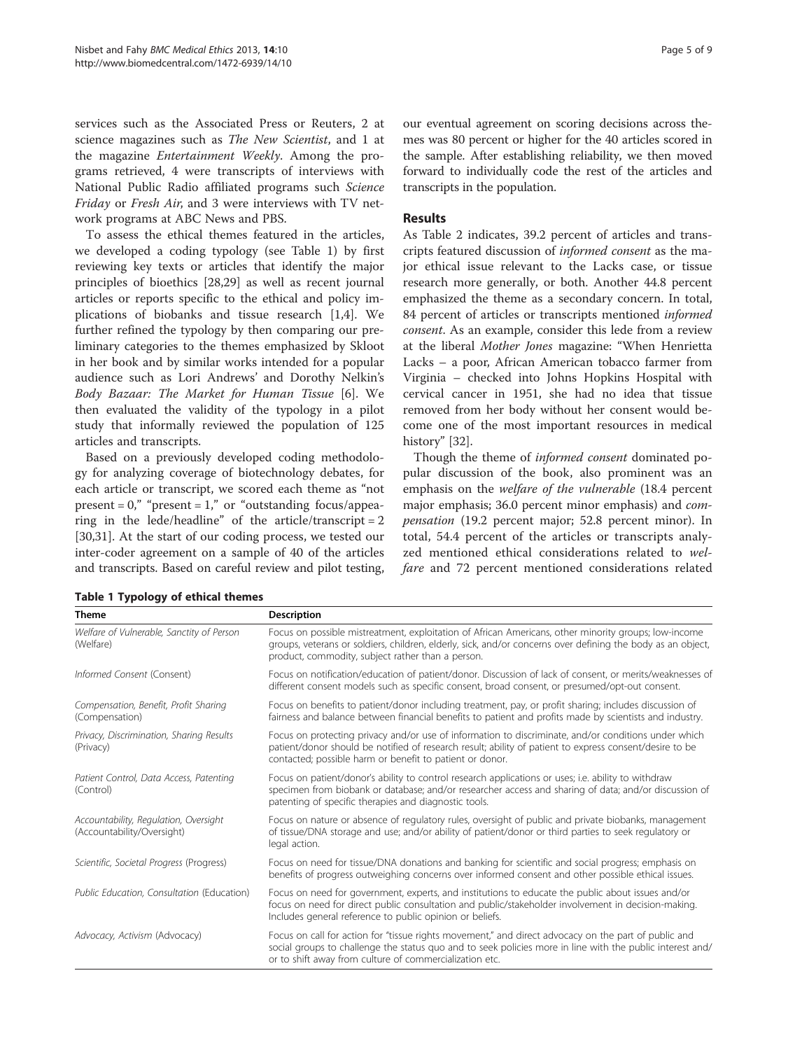services such as the Associated Press or Reuters, 2 at science magazines such as *The New Scientist*, and 1 at the magazine *Entertainment Weekly*. Among the programs retrieved, 4 were transcripts of interviews with National Public Radio affiliated programs such *Science Friday* or *Fresh Air*, and 3 were interviews with TV network programs at ABC News and PBS.

To assess the ethical themes featured in the articles, we developed a coding typology (see Table 1) by first reviewing key texts or articles that identify the major principles of bioethics [28,29] as well as recent journal articles or reports specific to the ethical and policy implications of biobanks and tissue research [1,4]. We further refined the typology by then comparing our preliminary categories to the themes emphasized by Skloot in her book and by similar works intended for a popular audience such as Lori Andrews' and Dorothy Nelkin's *Body Bazaar: The Market for Human Tissue* [6]. We then evaluated the validity of the typology in a pilot study that informally reviewed the population of 125 articles and transcripts.

Based on a previously developed coding methodology for analyzing coverage of biotechnology debates, for each article or transcript, we scored each theme as "not present = 0," "present = 1," or "outstanding focus/appearing in the lede/headline" of the article/transcript = 2 [30,31]. At the start of our coding process, we tested our inter-coder agreement on a sample of 40 of the articles and transcripts. Based on careful review and pilot testing, our eventual agreement on scoring decisions across themes was 80 percent or higher for the 40 articles scored in the sample. After establishing reliability, we then moved forward to individually code the rest of the articles and transcripts in the population.

## Results

As Table 2 indicates, 39.2 percent of articles and transcripts featured discussion of *informed consent* as the major ethical issue relevant to the Lacks case, or tissue research more generally, or both. Another 44.8 percent emphasized the theme as a secondary concern. In total, 84 percent of articles or transcripts mentioned *informed consent*. As an example, consider this lede from a review at the liberal *Mother Jones* magazine: "When Henrietta Lacks – a poor, African American tobacco farmer from Virginia – checked into Johns Hopkins Hospital with cervical cancer in 1951, she had no idea that tissue removed from her body without her consent would become one of the most important resources in medical history" [32].

Though the theme of *informed consent* dominated popular discussion of the book, also prominent was an emphasis on the *welfare of the vulnerable* (18.4 percent major emphasis; 36.0 percent minor emphasis) and *compensation* (19.2 percent major; 52.8 percent minor). In total, 54.4 percent of the articles or transcripts analyzed mentioned ethical considerations related to *welfare* and 72 percent mentioned considerations related

**Table 1 Typology of ethical themes**

| Theme | Description |
|---|---|
| *Welfare of Vulnerable, Sanctity of Person* (Welfare) | Focus on possible mistreatment, exploitation of African Americans, other minority groups; low-income groups, veterans or soldiers, children, elderly, sick, and/or concerns over defining the body as an object, product, commodity, subject rather than a person. |
| *Informed Consent* (Consent) | Focus on notification/education of patient/donor. Discussion of lack of consent, or merits/weaknesses of different consent models such as specific consent, broad consent, or presumed/opt-out consent. |
| *Compensation, Benefit, Profit Sharing* (Compensation) | Focus on benefits to patient/donor including treatment, pay, or profit sharing; includes discussion of fairness and balance between financial benefits to patient and profits made by scientists and industry. |
| *Privacy, Discrimination, Sharing Results* (Privacy) | Focus on protecting privacy and/or use of information to discriminate, and/or conditions under which patient/donor should be notified of research result; ability of patient to express consent/desire to be contacted; possible harm or benefit to patient or donor. |
| *Patient Control, Data Access, Patenting* (Control) | Focus on patient/donor's ability to control research applications or uses; i.e. ability to withdraw specimen from biobank or database; and/or researcher access and sharing of data; and/or discussion of patenting of specific therapies and diagnostic tools. |
| *Accountability, Regulation, Oversight* (Accountability/Oversight) | Focus on nature or absence of regulatory rules, oversight of public and private biobanks, management of tissue/DNA storage and use; and/or ability of patient/donor or third parties to seek regulatory or legal action. |
| *Scientific, Societal Progress* (Progress) | Focus on need for tissue/DNA donations and banking for scientific and social progress; emphasis on benefits of progress outweighing concerns over informed consent and other possible ethical issues. |
| *Public Education, Consultation* (Education) | Focus on need for government, experts, and institutions to educate the public about issues and/or focus on need for direct public consultation and public/stakeholder involvement in decision-making. Includes general reference to public opinion or beliefs. |
| *Advocacy, Activism* (Advocacy) | Focus on call for action for "tissue rights movement," and direct advocacy on the part of public and social groups to challenge the status quo and to seek policies more in line with the public interest and/or to shift away from culture of commercialization etc. |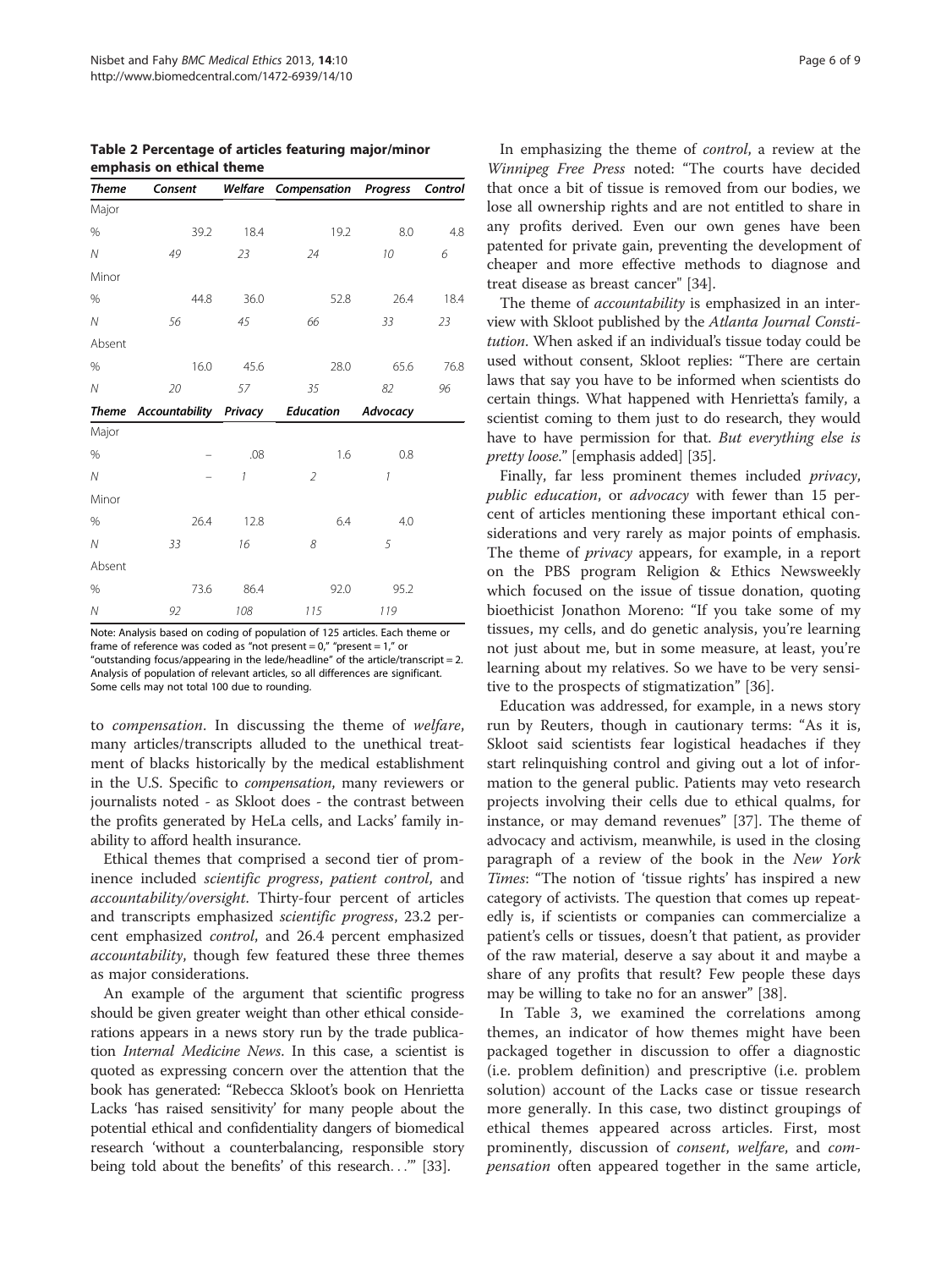**Table 2 Percentage of articles featuring major/minor emphasis on ethical theme**

| *Theme* | *Consent* | *Welfare* | *Compensation* | *Progress* | *Control* |
|---|---|---|---|---|---|
| Major | | | | | |
| % | 39.2 | 18.4 | 19.2 | 8.0 | 4.8 |
| *N* | *49* | *23* | *24* | *10* | *6* |
| Minor | | | | | |
| % | 44.8 | 36.0 | 52.8 | 26.4 | 18.4 |
| *N* | *56* | *45* | *66* | *33* | *23* |
| Absent | | | | | |
| % | 16.0 | 45.6 | 28.0 | 65.6 | 76.8 |
| *N* | *20* | *57* | *35* | *82* | *96* |
| ***Theme*** | ***Accountability*** | ***Privacy*** | ***Education*** | ***Advocacy*** | |
| Major | | | | | |
| % | – | .08 | 1.6 | 0.8 | |
| *N* | – | *1* | *2* | *1* | |
| Minor | | | | | |
| % | 26.4 | 12.8 | 6.4 | 4.0 | |
| *N* | *33* | *16* | *8* | *5* | |
| Absent | | | | | |
| % | 73.6 | 86.4 | 92.0 | 95.2 | |
| *N* | *92* | *108* | *115* | *119* | |

Note: Analysis based on coding of population of 125 articles. Each theme or frame of reference was coded as "not present = 0," "present = 1," or "outstanding focus/appearing in the lede/headline" of the article/transcript = 2. Analysis of population of relevant articles, so all differences are significant. Some cells may not total 100 due to rounding.

to *compensation*. In discussing the theme of *welfare*, many articles/transcripts alluded to the unethical treatment of blacks historically by the medical establishment in the U.S. Specific to *compensation*, many reviewers or journalists noted - as Skloot does - the contrast between the profits generated by HeLa cells, and Lacks' family inability to afford health insurance.

Ethical themes that comprised a second tier of prominence included *scientific progress*, *patient control*, and *accountability/oversight*. Thirty-four percent of articles and transcripts emphasized *scientific progress*, 23.2 percent emphasized *control*, and 26.4 percent emphasized *accountability*, though few featured these three themes as major considerations.

An example of the argument that scientific progress should be given greater weight than other ethical considerations appears in a news story run by the trade publication *Internal Medicine News*. In this case, a scientist is quoted as expressing concern over the attention that the book has generated: "Rebecca Skloot's book on Henrietta Lacks 'has raised sensitivity' for many people about the potential ethical and confidentiality dangers of biomedical research 'without a counterbalancing, responsible story being told about the benefits' of this research…'" [33].

In emphasizing the theme of *control*, a review at the *Winnipeg Free Press* noted: "The courts have decided that once a bit of tissue is removed from our bodies, we lose all ownership rights and are not entitled to share in any profits derived. Even our own genes have been patented for private gain, preventing the development of cheaper and more effective methods to diagnose and treat disease as breast cancer" [34].

The theme of *accountability* is emphasized in an interview with Skloot published by the *Atlanta Journal Constitution*. When asked if an individual's tissue today could be used without consent, Skloot replies: "There are certain laws that say you have to be informed when scientists do certain things. What happened with Henrietta's family, a scientist coming to them just to do research, they would have to have permission for that. *But everything else is pretty loose*." [emphasis added] [35].

Finally, far less prominent themes included *privacy*, *public education*, or *advocacy* with fewer than 15 percent of articles mentioning these important ethical considerations and very rarely as major points of emphasis. The theme of *privacy* appears, for example, in a report on the PBS program Religion & Ethics Newsweekly which focused on the issue of tissue donation, quoting bioethicist Jonathon Moreno: "If you take some of my tissues, my cells, and do genetic analysis, you're learning not just about me, but in some measure, at least, you're learning about my relatives. So we have to be very sensitive to the prospects of stigmatization" [36].

Education was addressed, for example, in a news story run by Reuters, though in cautionary terms: "As it is, Skloot said scientists fear logistical headaches if they start relinquishing control and giving out a lot of information to the general public. Patients may veto research projects involving their cells due to ethical qualms, for instance, or may demand revenues" [37]. The theme of advocacy and activism, meanwhile, is used in the closing paragraph of a review of the book in the *New York Times*: "The notion of 'tissue rights' has inspired a new category of activists. The question that comes up repeatedly is, if scientists or companies can commercialize a patient's cells or tissues, doesn't that patient, as provider of the raw material, deserve a say about it and maybe a share of any profits that result? Few people these days may be willing to take no for an answer" [38].

In Table 3, we examined the correlations among themes, an indicator of how themes might have been packaged together in discussion to offer a diagnostic (i.e. problem definition) and prescriptive (i.e. problem solution) account of the Lacks case or tissue research more generally. In this case, two distinct groupings of ethical themes appeared across articles. First, most prominently, discussion of *consent*, *welfare*, and *compensation* often appeared together in the same article,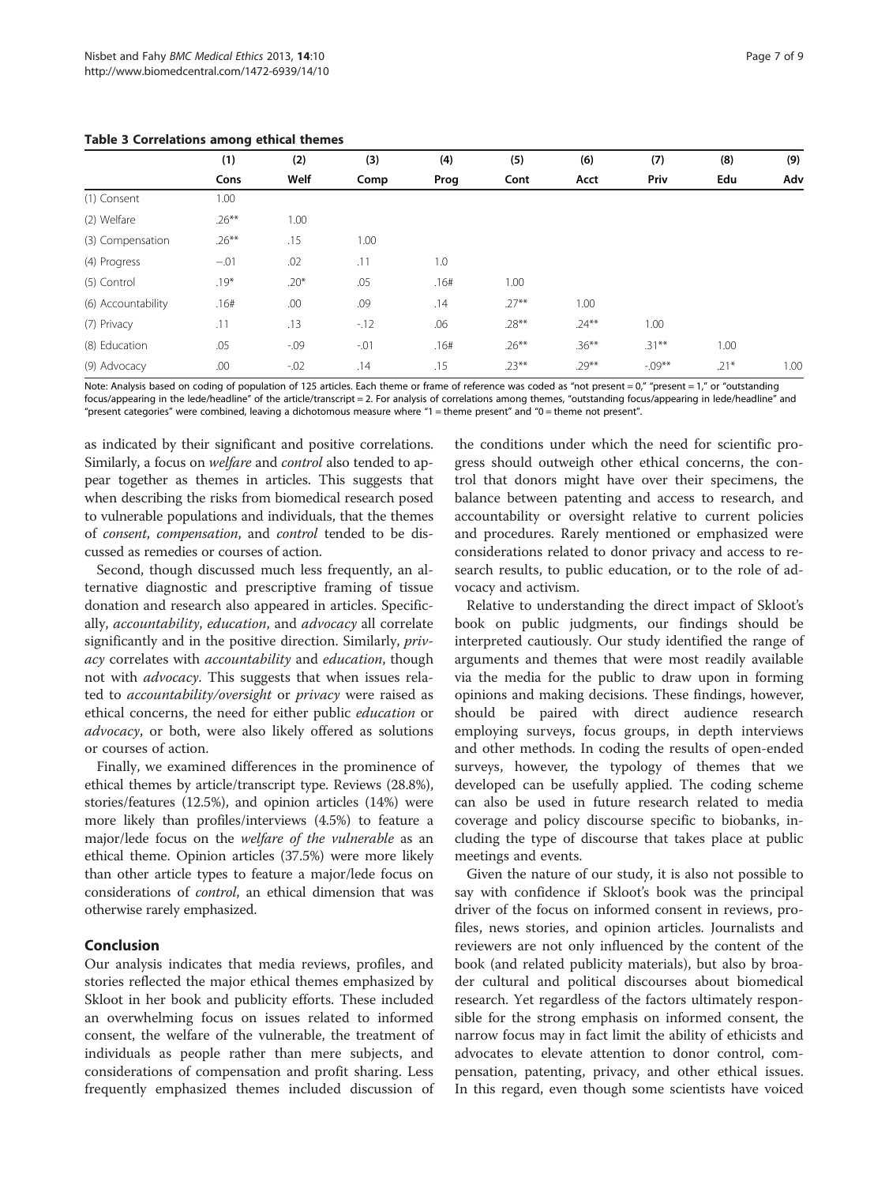**Table 3 Correlations among ethical themes**

| | (1) | (2) | (3) | (4) | (5) | (6) | (7) | (8) | (9) |
|---|---|---|---|---|---|---|---|---|---|
| | Cons | Welf | Comp | Prog | Cont | Acct | Priv | Edu | Adv |
| (1) Consent | 1.00 | | | | | | | | |
| (2) Welfare | .26** | 1.00 | | | | | | | |
| (3) Compensation | .26** | .15 | 1.00 | | | | | | |
| (4) Progress | −.01 | .02 | .11 | 1.0 | | | | | |
| (5) Control | .19* | .20* | .05 | .16# | 1.00 | | | | |
| (6) Accountability | .16# | .00 | .09 | .14 | .27** | 1.00 | | | |
| (7) Privacy | .11 | .13 | -.12 | .06 | .28** | .24** | 1.00 | | |
| (8) Education | .05 | -.09 | -.01 | .16# | .26** | .36** | .31** | 1.00 | |
| (9) Advocacy | .00 | -.02 | .14 | .15 | .23** | .29** | -.09** | .21* | 1.00 |

Note: Analysis based on coding of population of 125 articles. Each theme or frame of reference was coded as "not present = 0," "present = 1," or "outstanding focus/appearing in the lede/headline" of the article/transcript = 2. For analysis of correlations among themes, "outstanding focus/appearing in lede/headline" and "present categories" were combined, leaving a dichotomous measure where "1 = theme present" and "0 = theme not present".

as indicated by their significant and positive correlations. Similarly, a focus on *welfare* and *control* also tended to appear together as themes in articles. This suggests that when describing the risks from biomedical research posed to vulnerable populations and individuals, that the themes of *consent*, *compensation*, and *control* tended to be discussed as remedies or courses of action.

Second, though discussed much less frequently, an alternative diagnostic and prescriptive framing of tissue donation and research also appeared in articles. Specifically, *accountability*, *education*, and *advocacy* all correlate significantly and in the positive direction. Similarly, *privacy* correlates with *accountability* and *education*, though not with *advocacy*. This suggests that when issues related to *accountability/oversight* or *privacy* were raised as ethical concerns, the need for either public *education* or *advocacy*, or both, were also likely offered as solutions or courses of action.

Finally, we examined differences in the prominence of ethical themes by article/transcript type. Reviews (28.8%), stories/features (12.5%), and opinion articles (14%) were more likely than profiles/interviews (4.5%) to feature a major/lede focus on the *welfare of the vulnerable* as an ethical theme. Opinion articles (37.5%) were more likely than other article types to feature a major/lede focus on considerations of *control*, an ethical dimension that was otherwise rarely emphasized.

## Conclusion

Our analysis indicates that media reviews, profiles, and stories reflected the major ethical themes emphasized by Skloot in her book and publicity efforts. These included an overwhelming focus on issues related to informed consent, the welfare of the vulnerable, the treatment of individuals as people rather than mere subjects, and considerations of compensation and profit sharing. Less frequently emphasized themes included discussion of the conditions under which the need for scientific progress should outweigh other ethical concerns, the control that donors might have over their specimens, the balance between patenting and access to research, and accountability or oversight relative to current policies and procedures. Rarely mentioned or emphasized were considerations related to donor privacy and access to research results, to public education, or to the role of advocacy and activism.

Relative to understanding the direct impact of Skloot's book on public judgments, our findings should be interpreted cautiously. Our study identified the range of arguments and themes that were most readily available via the media for the public to draw upon in forming opinions and making decisions. These findings, however, should be paired with direct audience research employing surveys, focus groups, in depth interviews and other methods. In coding the results of open-ended surveys, however, the typology of themes that we developed can be usefully applied. The coding scheme can also be used in future research related to media coverage and policy discourse specific to biobanks, including the type of discourse that takes place at public meetings and events.

Given the nature of our study, it is also not possible to say with confidence if Skloot's book was the principal driver of the focus on informed consent in reviews, profiles, news stories, and opinion articles. Journalists and reviewers are not only influenced by the content of the book (and related publicity materials), but also by broader cultural and political discourses about biomedical research. Yet regardless of the factors ultimately responsible for the strong emphasis on informed consent, the narrow focus may in fact limit the ability of ethicists and advocates to elevate attention to donor control, compensation, patenting, privacy, and other ethical issues. In this regard, even though some scientists have voiced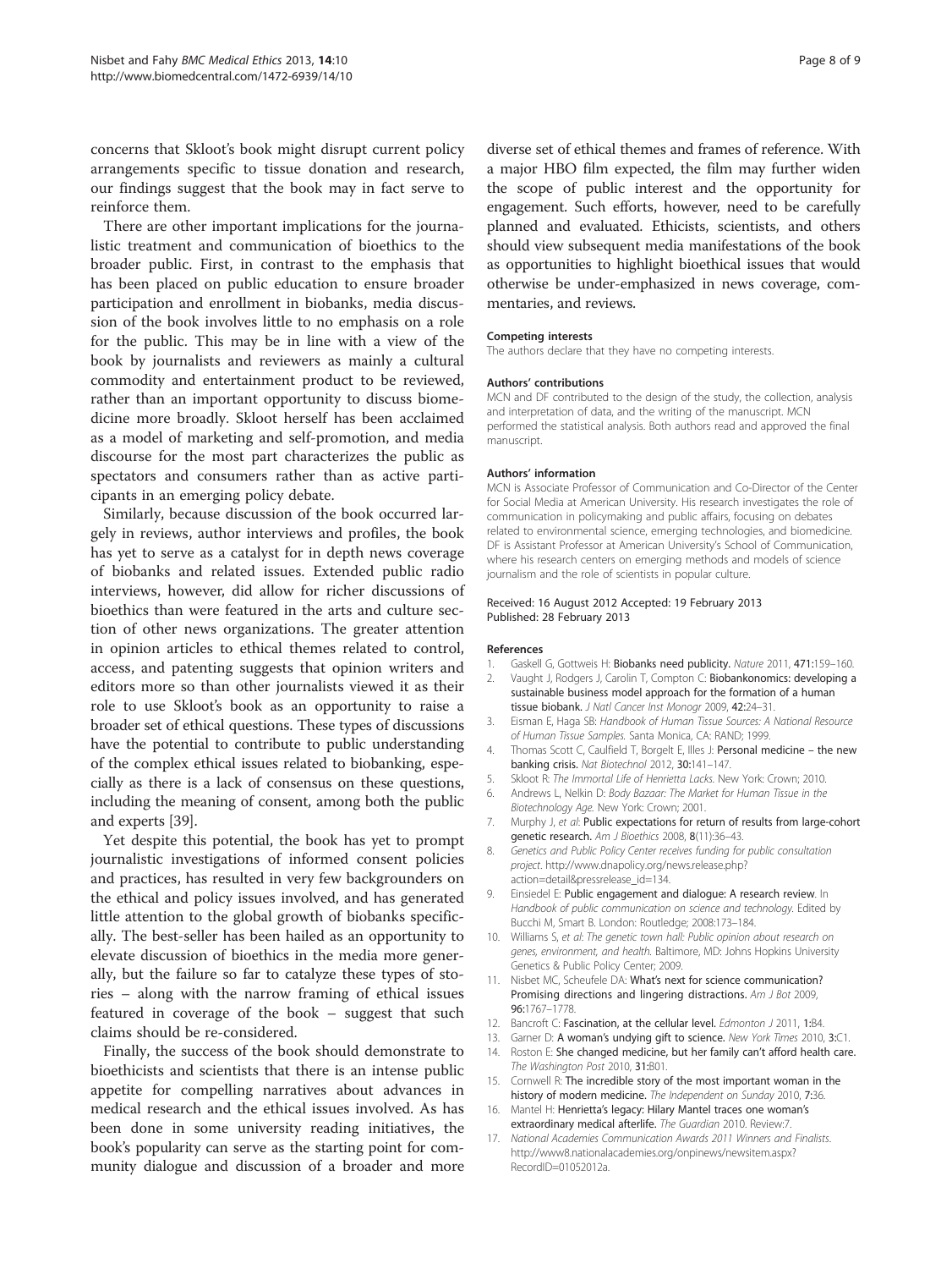concerns that Skloot's book might disrupt current policy arrangements specific to tissue donation and research, our findings suggest that the book may in fact serve to reinforce them.

There are other important implications for the journalistic treatment and communication of bioethics to the broader public. First, in contrast to the emphasis that has been placed on public education to ensure broader participation and enrollment in biobanks, media discussion of the book involves little to no emphasis on a role for the public. This may be in line with a view of the book by journalists and reviewers as mainly a cultural commodity and entertainment product to be reviewed, rather than an important opportunity to discuss biomedicine more broadly. Skloot herself has been acclaimed as a model of marketing and self-promotion, and media discourse for the most part characterizes the public as spectators and consumers rather than as active participants in an emerging policy debate.

Similarly, because discussion of the book occurred largely in reviews, author interviews and profiles, the book has yet to serve as a catalyst for in depth news coverage of biobanks and related issues. Extended public radio interviews, however, did allow for richer discussions of bioethics than were featured in the arts and culture section of other news organizations. The greater attention in opinion articles to ethical themes related to control, access, and patenting suggests that opinion writers and editors more so than other journalists viewed it as their role to use Skloot's book as an opportunity to raise a broader set of ethical questions. These types of discussions have the potential to contribute to public understanding of the complex ethical issues related to biobanking, especially as there is a lack of consensus on these questions, including the meaning of consent, among both the public and experts [39].

Yet despite this potential, the book has yet to prompt journalistic investigations of informed consent policies and practices, has resulted in very few backgrounders on the ethical and policy issues involved, and has generated little attention to the global growth of biobanks specifically. The best-seller has been hailed as an opportunity to elevate discussion of bioethics in the media more generally, but the failure so far to catalyze these types of stories – along with the narrow framing of ethical issues featured in coverage of the book – suggest that such claims should be re-considered.

Finally, the success of the book should demonstrate to bioethicists and scientists that there is an intense public appetite for compelling narratives about advances in medical research and the ethical issues involved. As has been done in some university reading initiatives, the book's popularity can serve as the starting point for community dialogue and discussion of a broader and more diverse set of ethical themes and frames of reference. With a major HBO film expected, the film may further widen the scope of public interest and the opportunity for engagement. Such efforts, however, need to be carefully planned and evaluated. Ethicists, scientists, and others should view subsequent media manifestations of the book as opportunities to highlight bioethical issues that would otherwise be under-emphasized in news coverage, commentaries, and reviews.

#### Competing interests
The authors declare that they have no competing interests.

#### Authors' contributions
MCN and DF contributed to the design of the study, the collection, analysis and interpretation of data, and the writing of the manuscript. MCN performed the statistical analysis. Both authors read and approved the final manuscript.

#### Authors' information
MCN is Associate Professor of Communication and Co-Director of the Center for Social Media at American University. His research investigates the role of communication in policymaking and public affairs, focusing on debates related to environmental science, emerging technologies, and biomedicine. DF is Assistant Professor at American University's School of Communication, where his research centers on emerging methods and models of science journalism and the role of scientists in popular culture.

Received: 16 August 2012 Accepted: 19 February 2013
Published: 28 February 2013

#### References
1. Gaskell G, Gottweis H: **Biobanks need publicity.** *Nature* 2011, **471:**159–160.
2. Vaught J, Rodgers J, Carolin T, Compton C: **Biobankonomics: developing a sustainable business model approach for the formation of a human tissue biobank.** *J Natl Cancer Inst Monogr* 2009, **42:**24–31.
3. Eisman E, Haga SB: *Handbook of Human Tissue Sources: A National Resource of Human Tissue Samples.* Santa Monica, CA: RAND; 1999.
4. Thomas Scott C, Caulfield T, Borgelt E, Illes J: **Personal medicine – the new banking crisis.** *Nat Biotechnol* 2012, **30:**141–147.
5. Skloot R: *The Immortal Life of Henrietta Lacks.* New York: Crown; 2010.
6. Andrews L, Nelkin D: *Body Bazaar: The Market for Human Tissue in the Biotechnology Age.* New York: Crown; 2001.
7. Murphy J, *et al*: **Public expectations for return of results from large-cohort genetic research.** *Am J Bioethics* 2008, **8**(11):36–43.
8. *Genetics and Public Policy Center receives funding for public consultation project*. http://www.dnapolicy.org/news.release.php?action=detail&pressrelease_id=134.
9. Einsiedel E: **Public engagement and dialogue: A research review.** In *Handbook of public communication on science and technology.* Edited by Bucchi M, Smart B. London: Routledge; 2008:173–184.
10. Williams S, *et al*: *The genetic town hall: Public opinion about research on genes, environment, and health.* Baltimore, MD: Johns Hopkins University Genetics & Public Policy Center; 2009.
11. Nisbet MC, Scheufele DA: **What's next for science communication? Promising directions and lingering distractions.** *Am J Bot* 2009, **96:**1767–1778.
12. Bancroft C: **Fascination, at the cellular level.** *Edmonton J* 2011, **1:**B4.
13. Garner D: **A woman's undying gift to science.** *New York Times* 2010, **3:**C1.
14. Roston E: **She changed medicine, but her family can't afford health care.** *The Washington Post* 2010, **31:**B01.
15. Cornwell R: **The incredible story of the most important woman in the history of modern medicine.** *The Independent on Sunday* 2010, **7:**36.
16. Mantel H: **Henrietta's legacy: Hilary Mantel traces one woman's extraordinary medical afterlife.** *The Guardian* 2010. Review:7.
17. *National Academies Communication Awards 2011 Winners and Finalists.* http://www8.nationalacademies.org/onpinews/newsitem.aspx?RecordID=01052012a.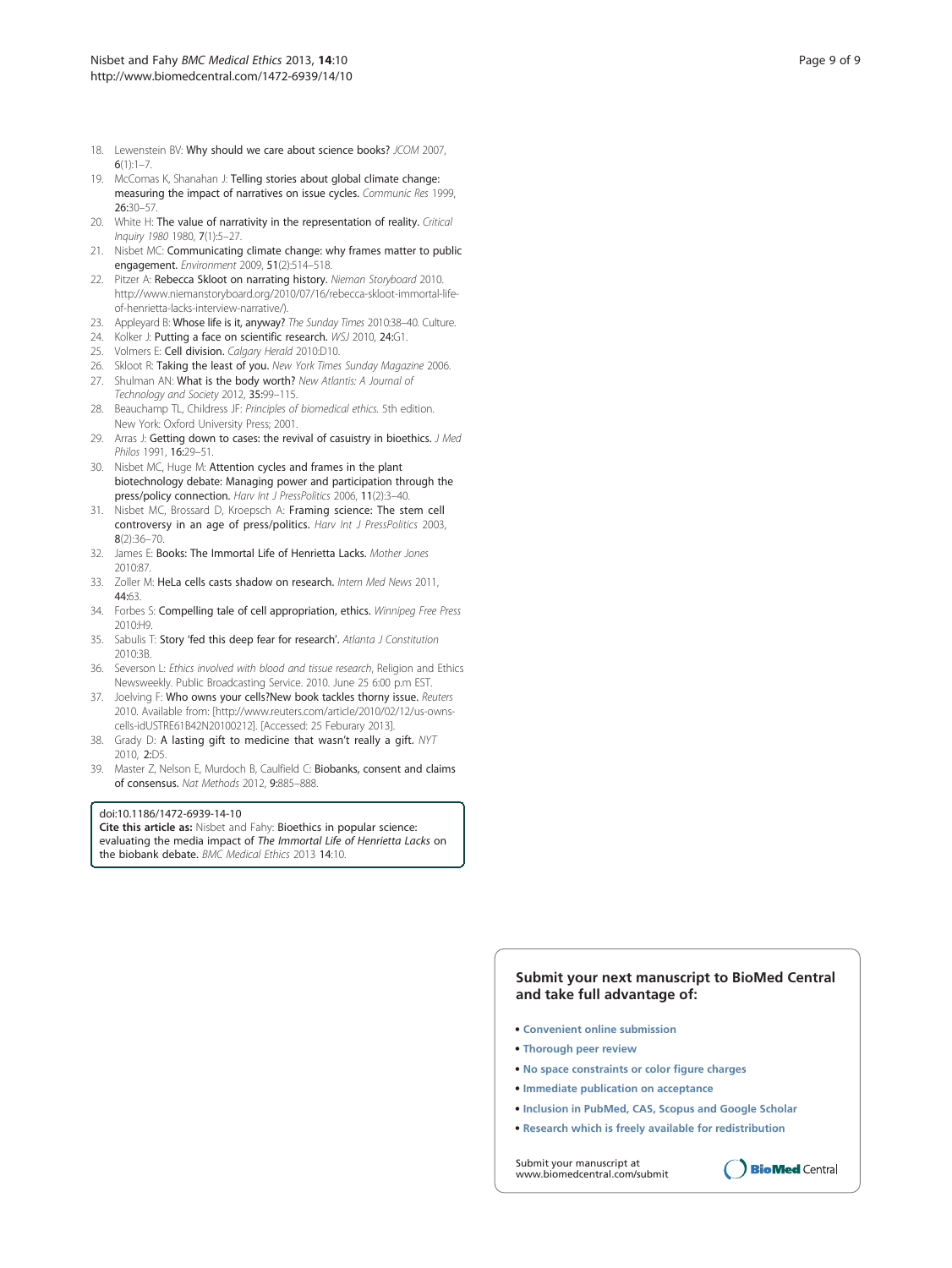18. Lewenstein BV: **Why should we care about science books?** *JCOM* 2007, **6**(1):1–7.
19. McComas K, Shanahan J: **Telling stories about global climate change: measuring the impact of narratives on issue cycles.** *Communic Res* 1999, **26**:30–57.
20. White H: **The value of narrativity in the representation of reality.** *Critical Inquiry 1980* 1980, **7**(1):5–27.
21. Nisbet MC: **Communicating climate change: why frames matter to public engagement.** *Environment* 2009, **51**(2):514–518.
22. Pitzer A: **Rebecca Skloot on narrating history.** *Nieman Storyboard* 2010. http://www.niemanstoryboard.org/2010/07/16/rebecca-skloot-immortal-life-of-henrietta-lacks-interview-narrative/).
23. Appleyard B: **Whose life is it, anyway?** *The Sunday Times* 2010:38–40. Culture.
24. Kolker J: **Putting a face on scientific research.** *WSJ* 2010, **24:**G1.
25. Volmers E: **Cell division.** *Calgary Herald* 2010:D10.
26. Skloot R: **Taking the least of you.** *New York Times Sunday Magazine* 2006.
27. Shulman AN: **What is the body worth?** *New Atlantis: A Journal of Technology and Society* 2012, **35:**99–115.
28. Beauchamp TL, Childress JF: *Principles of biomedical ethics.* 5th edition. New York: Oxford University Press; 2001.
29. Arras J: **Getting down to cases: the revival of casuistry in bioethics.** *J Med Philos* 1991, **16:**29–51.
30. Nisbet MC, Huge M: **Attention cycles and frames in the plant biotechnology debate: Managing power and participation through the press/policy connection.** *Harv Int J PressPolitics* 2006, **11**(2):3–40.
31. Nisbet MC, Brossard D, Kroepsch A: **Framing science: The stem cell controversy in an age of press/politics.** *Harv Int J PressPolitics* 2003, **8**(2):36–70.
32. James E: **Books: The Immortal Life of Henrietta Lacks.** *Mother Jones* 2010:87.
33. Zoller M: **HeLa cells casts shadow on research.** *Intern Med News* 2011, **44:**63.
34. Forbes S: **Compelling tale of cell appropriation, ethics.** *Winnipeg Free Press* 2010:H9.
35. Sabulis T: **Story 'fed this deep fear for research'.** *Atlanta J Constitution* 2010:3B.
36. Severson L: *Ethics involved with blood and tissue research*, Religion and Ethics Newsweekly. Public Broadcasting Service. 2010. June 25 6:00 p.m EST.
37. Joelving F: **Who owns your cells?New book tackles thorny issue.** *Reuters* 2010. Available from: [http://www.reuters.com/article/2010/02/12/us-owns-cells-idUSTRE61B42N20100212]. [Accessed: 25 Feburary 2013].
38. Grady D: **A lasting gift to medicine that wasn't really a gift.** *NYT* 2010, **2:**D5.
39. Master Z, Nelson E, Murdoch B, Caulfield C: **Biobanks, consent and claims of consensus.** *Nat Methods* 2012, **9:**885–888.

doi:10.1186/1472-6939-14-10

**Cite this article as:** Nisbet and Fahy: Bioethics in popular science: evaluating the media impact of *The Immortal Life of Henrietta Lacks* on the biobank debate. *BMC Medical Ethics* 2013 **14**:10.

**Submit your next manuscript to BioMed Central and take full advantage of:**

- **Convenient online submission**
- **Thorough peer review**
- **No space constraints or color figure charges**
- **Immediate publication on acceptance**
- **Inclusion in PubMed, CAS, Scopus and Google Scholar**
- **Research which is freely available for redistribution**

Submit your manuscript at
www.biomedcentral.com/submit

BioMed Central